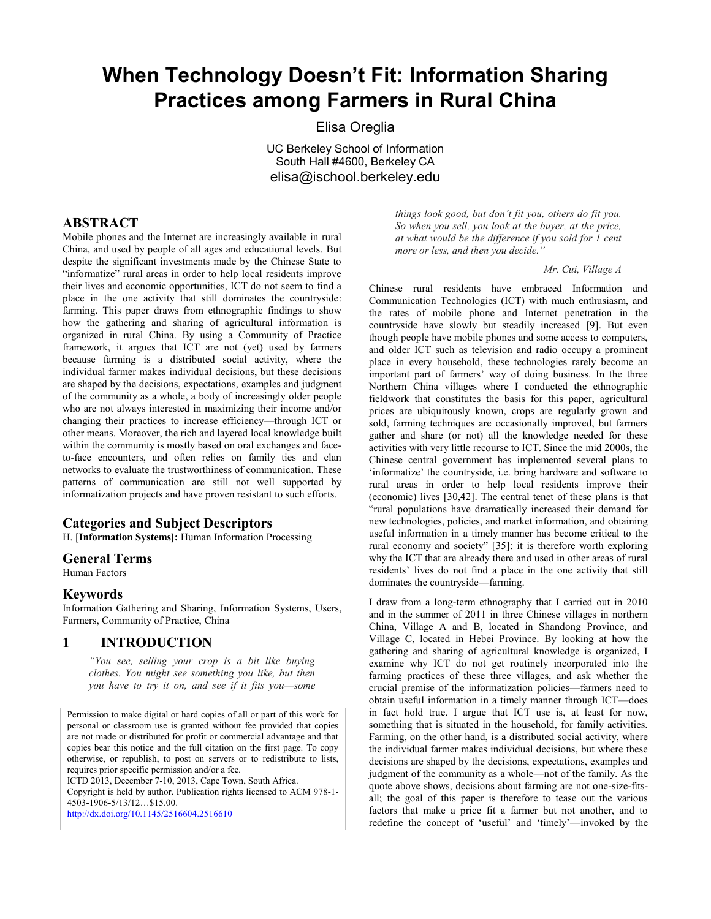# When Technology Doesn't Fit: Information Sharing Practices among Farmers in Rural China

Elisa Oreglia

UC Berkeley School of Information
South Hall #4600, Berkeley CA
elisa@ischool.berkeley.edu

## ABSTRACT

Mobile phones and the Internet are increasingly available in rural China, and used by people of all ages and educational levels. But despite the significant investments made by the Chinese State to "informatize" rural areas in order to help local residents improve their lives and economic opportunities, ICT do not seem to find a place in the one activity that still dominates the countryside: farming. This paper draws from ethnographic findings to show how the gathering and sharing of agricultural information is organized in rural China. By using a Community of Practice framework, it argues that ICT are not (yet) used by farmers because farming is a distributed social activity, where the individual farmer makes individual decisions, but these decisions are shaped by the decisions, expectations, examples and judgment of the community as a whole, a body of increasingly older people who are not always interested in maximizing their income and/or changing their practices to increase efficiency—through ICT or other means. Moreover, the rich and layered local knowledge built within the community is mostly based on oral exchanges and face-to-face encounters, and often relies on family ties and clan networks to evaluate the trustworthiness of communication. These patterns of communication are still not well supported by informatization projects and have proven resistant to such efforts.

## Categories and Subject Descriptors

H. [**Information Systems]:** Human Information Processing

## General Terms

Human Factors

## Keywords

Information Gathering and Sharing, Information Systems, Users, Farmers, Community of Practice, China

## 1 INTRODUCTION

> *"You see, selling your crop is a bit like buying clothes. You might see something you like, but then you have to try it on, and see if it fits you—some things look good, but don't fit you, others do fit you. So when you sell, you look at the buyer, at the price, at what would be the difference if you sold for 1 cent more or less, and then you decide."*
>
> *Mr. Cui, Village A*

Chinese rural residents have embraced Information and Communication Technologies (ICT) with much enthusiasm, and the rates of mobile phone and Internet penetration in the countryside have slowly but steadily increased [9]. But even though people have mobile phones and some access to computers, and older ICT such as television and radio occupy a prominent place in every household, these technologies rarely become an important part of farmers' way of doing business. In the three Northern China villages where I conducted the ethnographic fieldwork that constitutes the basis for this paper, agricultural prices are ubiquitously known, crops are regularly grown and sold, farming techniques are occasionally improved, but farmers gather and share (or not) all the knowledge needed for these activities with very little recourse to ICT. Since the mid 2000s, the Chinese central government has implemented several plans to 'informatize' the countryside, i.e. bring hardware and software to rural areas in order to help local residents improve their (economic) lives [30,42]. The central tenet of these plans is that "rural populations have dramatically increased their demand for new technologies, policies, and market information, and obtaining useful information in a timely manner has become critical to the rural economy and society" [35]: it is therefore worth exploring why the ICT that are already there and used in other areas of rural residents' lives do not find a place in the one activity that still dominates the countryside—farming.

I draw from a long-term ethnography that I carried out in 2010 and in the summer of 2011 in three Chinese villages in northern China, Village A and B, located in Shandong Province, and Village C, located in Hebei Province. By looking at how the gathering and sharing of agricultural knowledge is organized, I examine why ICT do not get routinely incorporated into the farming practices of these three villages, and ask whether the crucial premise of the informatization policies—farmers need to obtain useful information in a timely manner through ICT—does in fact hold true. I argue that ICT use is, at least for now, something that is situated in the household, for family activities. Farming, on the other hand, is a distributed social activity, where the individual farmer makes individual decisions, but where these decisions are shaped by the decisions, expectations, examples and judgment of the community as a whole—not of the family. As the quote above shows, decisions about farming are not one-size-fits-all; the goal of this paper is therefore to tease out the various factors that make a price fit a farmer but not another, and to redefine the concept of 'useful' and 'timely'—invoked by the

Permission to make digital or hard copies of all or part of this work for personal or classroom use is granted without fee provided that copies are not made or distributed for profit or commercial advantage and that copies bear this notice and the full citation on the first page. To copy otherwise, or republish, to post on servers or to redistribute to lists, requires prior specific permission and/or a fee.
ICTD 2013, December 7-10, 2013, Cape Town, South Africa.
Copyright is held by author. Publication rights licensed to ACM 978-1-4503-1906-5/13/12…$15.00.
http://dx.doi.org/10.1145/2516604.2516610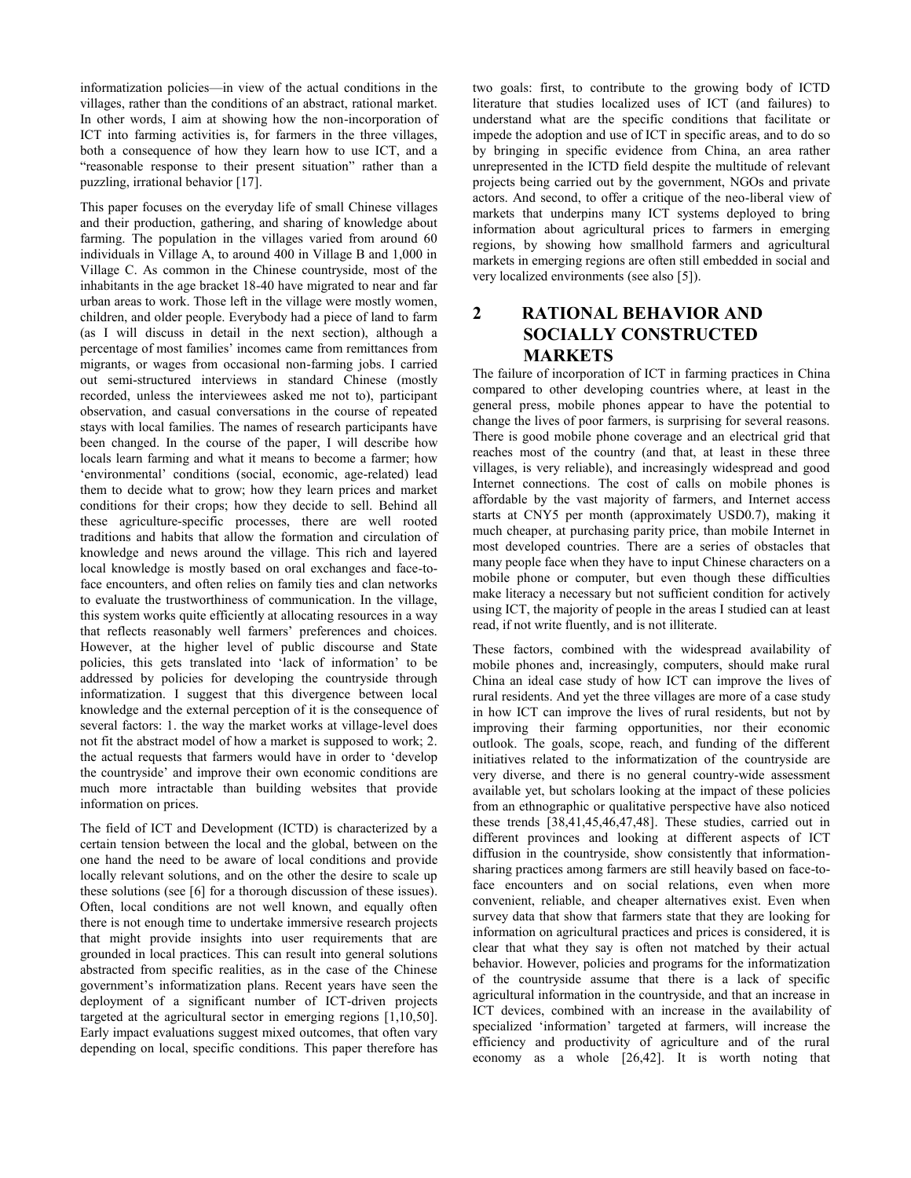informatization policies—in view of the actual conditions in the villages, rather than the conditions of an abstract, rational market. In other words, I aim at showing how the non-incorporation of ICT into farming activities is, for farmers in the three villages, both a consequence of how they learn how to use ICT, and a "reasonable response to their present situation" rather than a puzzling, irrational behavior [17].

This paper focuses on the everyday life of small Chinese villages and their production, gathering, and sharing of knowledge about farming. The population in the villages varied from around 60 individuals in Village A, to around 400 in Village B and 1,000 in Village C. As common in the Chinese countryside, most of the inhabitants in the age bracket 18-40 have migrated to near and far urban areas to work. Those left in the village were mostly women, children, and older people. Everybody had a piece of land to farm (as I will discuss in detail in the next section), although a percentage of most families' incomes came from remittances from migrants, or wages from occasional non-farming jobs. I carried out semi-structured interviews in standard Chinese (mostly recorded, unless the interviewees asked me not to), participant observation, and casual conversations in the course of repeated stays with local families. The names of research participants have been changed. In the course of the paper, I will describe how locals learn farming and what it means to become a farmer; how 'environmental' conditions (social, economic, age-related) lead them to decide what to grow; how they learn prices and market conditions for their crops; how they decide to sell. Behind all these agriculture-specific processes, there are well rooted traditions and habits that allow the formation and circulation of knowledge and news around the village. This rich and layered local knowledge is mostly based on oral exchanges and face-to-face encounters, and often relies on family ties and clan networks to evaluate the trustworthiness of communication. In the village, this system works quite efficiently at allocating resources in a way that reflects reasonably well farmers' preferences and choices. However, at the higher level of public discourse and State policies, this gets translated into 'lack of information' to be addressed by policies for developing the countryside through informatization. I suggest that this divergence between local knowledge and the external perception of it is the consequence of several factors: 1. the way the market works at village-level does not fit the abstract model of how a market is supposed to work; 2. the actual requests that farmers would have in order to 'develop the countryside' and improve their own economic conditions are much more intractable than building websites that provide information on prices.

The field of ICT and Development (ICTD) is characterized by a certain tension between the local and the global, between on the one hand the need to be aware of local conditions and provide locally relevant solutions, and on the other the desire to scale up these solutions (see [6] for a thorough discussion of these issues). Often, local conditions are not well known, and equally often there is not enough time to undertake immersive research projects that might provide insights into user requirements that are grounded in local practices. This can result into general solutions abstracted from specific realities, as in the case of the Chinese government's informatization plans. Recent years have seen the deployment of a significant number of ICT-driven projects targeted at the agricultural sector in emerging regions [1,10,50]. Early impact evaluations suggest mixed outcomes, that often vary depending on local, specific conditions. This paper therefore has two goals: first, to contribute to the growing body of ICTD literature that studies localized uses of ICT (and failures) to understand what are the specific conditions that facilitate or impede the adoption and use of ICT in specific areas, and to do so by bringing in specific evidence from China, an area rather unrepresented in the ICTD field despite the multitude of relevant projects being carried out by the government, NGOs and private actors. And second, to offer a critique of the neo-liberal view of markets that underpins many ICT systems deployed to bring information about agricultural prices to farmers in emerging regions, by showing how smallhold farmers and agricultural markets in emerging regions are often still embedded in social and very localized environments (see also [5]).

## 2 RATIONAL BEHAVIOR AND SOCIALLY CONSTRUCTED MARKETS

The failure of incorporation of ICT in farming practices in China compared to other developing countries where, at least in the general press, mobile phones appear to have the potential to change the lives of poor farmers, is surprising for several reasons. There is good mobile phone coverage and an electrical grid that reaches most of the country (and that, at least in these three villages, is very reliable), and increasingly widespread and good Internet connections. The cost of calls on mobile phones is affordable by the vast majority of farmers, and Internet access starts at CNY5 per month (approximately USD0.7), making it much cheaper, at purchasing parity price, than mobile Internet in most developed countries. There are a series of obstacles that many people face when they have to input Chinese characters on a mobile phone or computer, but even though these difficulties make literacy a necessary but not sufficient condition for actively using ICT, the majority of people in the areas I studied can at least read, if not write fluently, and is not illiterate.

These factors, combined with the widespread availability of mobile phones and, increasingly, computers, should make rural China an ideal case study of how ICT can improve the lives of rural residents. And yet the three villages are more of a case study in how ICT can improve the lives of rural residents, but not by improving their farming opportunities, nor their economic outlook. The goals, scope, reach, and funding of the different initiatives related to the informatization of the countryside are very diverse, and there is no general country-wide assessment available yet, but scholars looking at the impact of these policies from an ethnographic or qualitative perspective have also noticed these trends [38,41,45,46,47,48]. These studies, carried out in different provinces and looking at different aspects of ICT diffusion in the countryside, show consistently that information-sharing practices among farmers are still heavily based on face-to-face encounters and on social relations, even when more convenient, reliable, and cheaper alternatives exist. Even when survey data that show that farmers state that they are looking for information on agricultural practices and prices is considered, it is clear that what they say is often not matched by their actual behavior. However, policies and programs for the informatization of the countryside assume that there is a lack of specific agricultural information in the countryside, and that an increase in ICT devices, combined with an increase in the availability of specialized 'information' targeted at farmers, will increase the efficiency and productivity of agriculture and of the rural economy as a whole [26,42]. It is worth noting that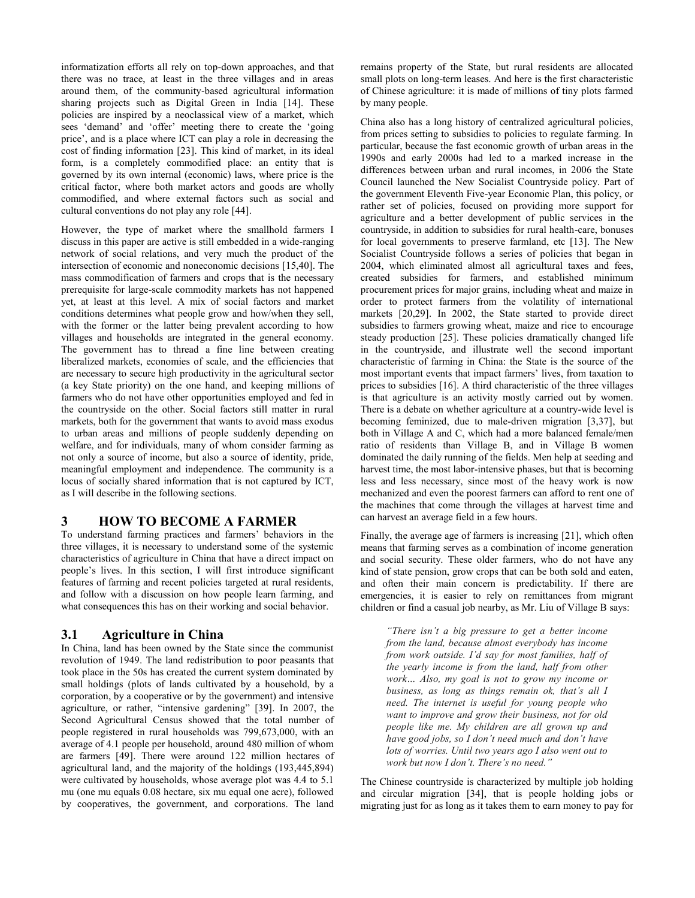informatization efforts all rely on top-down approaches, and that there was no trace, at least in the three villages and in areas around them, of the community-based agricultural information sharing projects such as Digital Green in India [14]. These policies are inspired by a neoclassical view of a market, which sees 'demand' and 'offer' meeting there to create the 'going price', and is a place where ICT can play a role in decreasing the cost of finding information [23]. This kind of market, in its ideal form, is a completely commodified place: an entity that is governed by its own internal (economic) laws, where price is the critical factor, where both market actors and goods are wholly commodified, and where external factors such as social and cultural conventions do not play any role [44].

However, the type of market where the smallhold farmers I discuss in this paper are active is still embedded in a wide-ranging network of social relations, and very much the product of the intersection of economic and noneconomic decisions [15,40]. The mass commodification of farmers and crops that is the necessary prerequisite for large-scale commodity markets has not happened yet, at least at this level. A mix of social factors and market conditions determines what people grow and how/when they sell, with the former or the latter being prevalent according to how villages and households are integrated in the general economy. The government has to thread a fine line between creating liberalized markets, economies of scale, and the efficiencies that are necessary to secure high productivity in the agricultural sector (a key State priority) on the one hand, and keeping millions of farmers who do not have other opportunities employed and fed in the countryside on the other. Social factors still matter in rural markets, both for the government that wants to avoid mass exodus to urban areas and millions of people suddenly depending on welfare, and for individuals, many of whom consider farming as not only a source of income, but also a source of identity, pride, meaningful employment and independence. The community is a locus of socially shared information that is not captured by ICT, as I will describe in the following sections.

# 3 HOW TO BECOME A FARMER

To understand farming practices and farmers' behaviors in the three villages, it is necessary to understand some of the systemic characteristics of agriculture in China that have a direct impact on people's lives. In this section, I will first introduce significant features of farming and recent policies targeted at rural residents, and follow with a discussion on how people learn farming, and what consequences this has on their working and social behavior.

## 3.1 Agriculture in China

In China, land has been owned by the State since the communist revolution of 1949. The land redistribution to poor peasants that took place in the 50s has created the current system dominated by small holdings (plots of lands cultivated by a household, by a corporation, by a cooperative or by the government) and intensive agriculture, or rather, "intensive gardening" [39]. In 2007, the Second Agricultural Census showed that the total number of people registered in rural households was 799,673,000, with an average of 4.1 people per household, around 480 million of whom are farmers [49]. There were around 122 million hectares of agricultural land, and the majority of the holdings (193,445,894) were cultivated by households, whose average plot was 4.4 to 5.1 mu (one mu equals 0.08 hectare, six mu equal one acre), followed by cooperatives, the government, and corporations. The land remains property of the State, but rural residents are allocated small plots on long-term leases. And here is the first characteristic of Chinese agriculture: it is made of millions of tiny plots farmed by many people.

China also has a long history of centralized agricultural policies, from prices setting to subsidies to policies to regulate farming. In particular, because the fast economic growth of urban areas in the 1990s and early 2000s had led to a marked increase in the differences between urban and rural incomes, in 2006 the State Council launched the New Socialist Countryside policy. Part of the government Eleventh Five-year Economic Plan, this policy, or rather set of policies, focused on providing more support for agriculture and a better development of public services in the countryside, in addition to subsidies for rural health-care, bonuses for local governments to preserve farmland, etc [13]. The New Socialist Countryside follows a series of policies that began in 2004, which eliminated almost all agricultural taxes and fees, created subsidies for farmers, and established minimum procurement prices for major grains, including wheat and maize in order to protect farmers from the volatility of international markets [20,29]. In 2002, the State started to provide direct subsidies to farmers growing wheat, maize and rice to encourage steady production [25]. These policies dramatically changed life in the countryside, and illustrate well the second important characteristic of farming in China: the State is the source of the most important events that impact farmers' lives, from taxation to prices to subsidies [16]. A third characteristic of the three villages is that agriculture is an activity mostly carried out by women. There is a debate on whether agriculture at a country-wide level is becoming feminized, due to male-driven migration [3,37], but both in Village A and C, which had a more balanced female/men ratio of residents than Village B, and in Village B women dominated the daily running of the fields. Men help at seeding and harvest time, the most labor-intensive phases, but that is becoming less and less necessary, since most of the heavy work is now mechanized and even the poorest farmers can afford to rent one of the machines that come through the villages at harvest time and can harvest an average field in a few hours.

Finally, the average age of farmers is increasing [21], which often means that farming serves as a combination of income generation and social security. These older farmers, who do not have any kind of state pension, grow crops that can be both sold and eaten, and often their main concern is predictability. If there are emergencies, it is easier to rely on remittances from migrant children or find a casual job nearby, as Mr. Liu of Village B says:

> *"There isn't a big pressure to get a better income from the land, because almost everybody has income from work outside. I'd say for most families, half of the yearly income is from the land, half from other work… Also, my goal is not to grow my income or business, as long as things remain ok, that's all I need. The internet is useful for young people who want to improve and grow their business, not for old people like me. My children are all grown up and have good jobs, so I don't need much and don't have lots of worries. Until two years ago I also went out to work but now I don't. There's no need."*

The Chinese countryside is characterized by multiple job holding and circular migration [34], that is people holding jobs or migrating just for as long as it takes them to earn money to pay for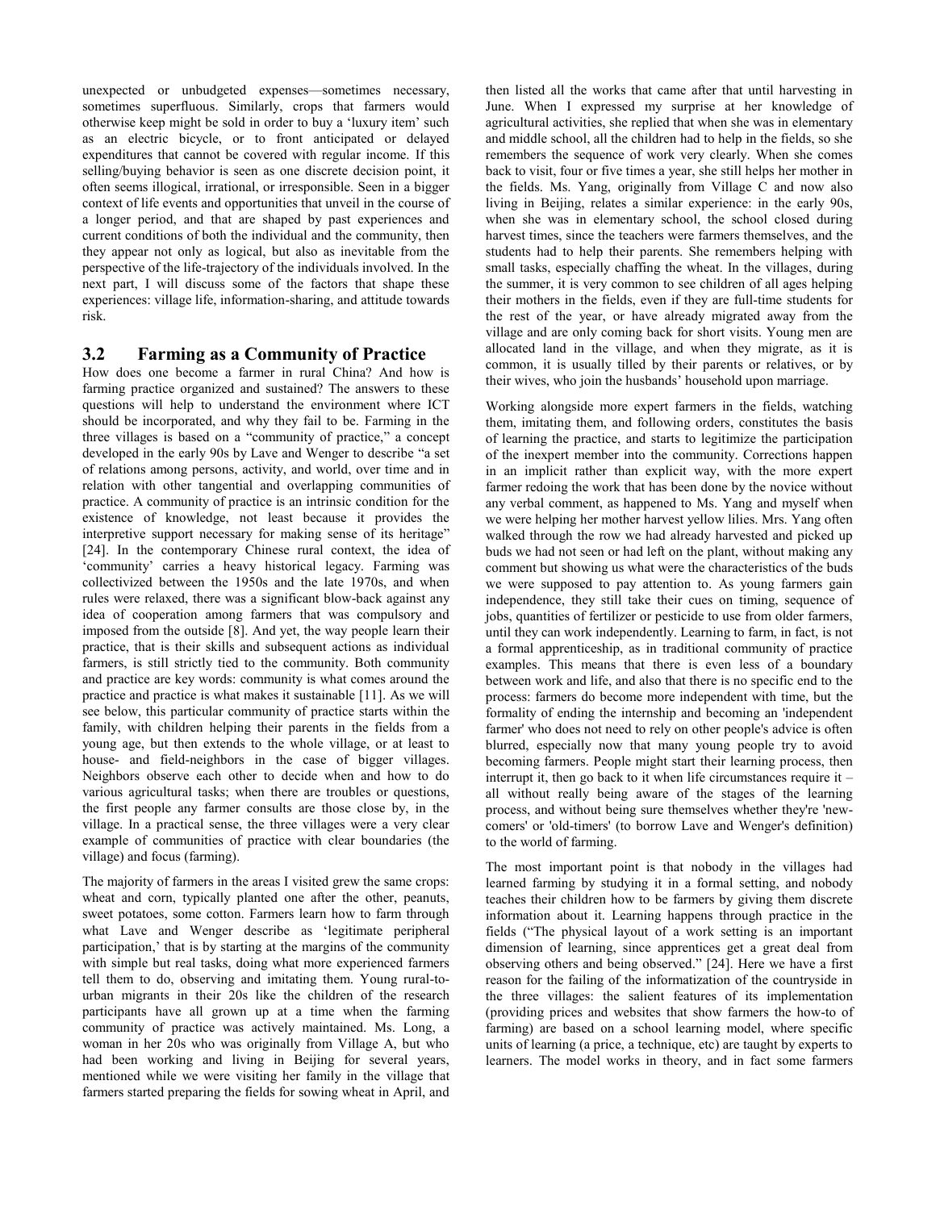unexpected or unbudgeted expenses—sometimes necessary, sometimes superfluous. Similarly, crops that farmers would otherwise keep might be sold in order to buy a 'luxury item' such as an electric bicycle, or to front anticipated or delayed expenditures that cannot be covered with regular income. If this selling/buying behavior is seen as one discrete decision point, it often seems illogical, irrational, or irresponsible. Seen in a bigger context of life events and opportunities that unveil in the course of a longer period, and that are shaped by past experiences and current conditions of both the individual and the community, then they appear not only as logical, but also as inevitable from the perspective of the life-trajectory of the individuals involved. In the next part, I will discuss some of the factors that shape these experiences: village life, information-sharing, and attitude towards risk.

## 3.2 Farming as a Community of Practice

How does one become a farmer in rural China? And how is farming practice organized and sustained? The answers to these questions will help to understand the environment where ICT should be incorporated, and why they fail to be. Farming in the three villages is based on a "community of practice," a concept developed in the early 90s by Lave and Wenger to describe "a set of relations among persons, activity, and world, over time and in relation with other tangential and overlapping communities of practice. A community of practice is an intrinsic condition for the existence of knowledge, not least because it provides the interpretive support necessary for making sense of its heritage" [24]. In the contemporary Chinese rural context, the idea of 'community' carries a heavy historical legacy. Farming was collectivized between the 1950s and the late 1970s, and when rules were relaxed, there was a significant blow-back against any idea of cooperation among farmers that was compulsory and imposed from the outside [8]. And yet, the way people learn their practice, that is their skills and subsequent actions as individual farmers, is still strictly tied to the community. Both community and practice are key words: community is what comes around the practice and practice is what makes it sustainable [11]. As we will see below, this particular community of practice starts within the family, with children helping their parents in the fields from a young age, but then extends to the whole village, or at least to house- and field-neighbors in the case of bigger villages. Neighbors observe each other to decide when and how to do various agricultural tasks; when there are troubles or questions, the first people any farmer consults are those close by, in the village. In a practical sense, the three villages were a very clear example of communities of practice with clear boundaries (the village) and focus (farming).

The majority of farmers in the areas I visited grew the same crops: wheat and corn, typically planted one after the other, peanuts, sweet potatoes, some cotton. Farmers learn how to farm through what Lave and Wenger describe as 'legitimate peripheral participation,' that is by starting at the margins of the community with simple but real tasks, doing what more experienced farmers tell them to do, observing and imitating them. Young rural-to-urban migrants in their 20s like the children of the research participants have all grown up at a time when the farming community of practice was actively maintained. Ms. Long, a woman in her 20s who was originally from Village A, but who had been working and living in Beijing for several years, mentioned while we were visiting her family in the village that farmers started preparing the fields for sowing wheat in April, and then listed all the works that came after that until harvesting in June. When I expressed my surprise at her knowledge of agricultural activities, she replied that when she was in elementary and middle school, all the children had to help in the fields, so she remembers the sequence of work very clearly. When she comes back to visit, four or five times a year, she still helps her mother in the fields. Ms. Yang, originally from Village C and now also living in Beijing, relates a similar experience: in the early 90s, when she was in elementary school, the school closed during harvest times, since the teachers were farmers themselves, and the students had to help their parents. She remembers helping with small tasks, especially chaffing the wheat. In the villages, during the summer, it is very common to see children of all ages helping their mothers in the fields, even if they are full-time students for the rest of the year, or have already migrated away from the village and are only coming back for short visits. Young men are allocated land in the village, and when they migrate, as it is common, it is usually tilled by their parents or relatives, or by their wives, who join the husbands' household upon marriage.

Working alongside more expert farmers in the fields, watching them, imitating them, and following orders, constitutes the basis of learning the practice, and starts to legitimize the participation of the inexpert member into the community. Corrections happen in an implicit rather than explicit way, with the more expert farmer redoing the work that has been done by the novice without any verbal comment, as happened to Ms. Yang and myself when we were helping her mother harvest yellow lilies. Mrs. Yang often walked through the row we had already harvested and picked up buds we had not seen or had left on the plant, without making any comment but showing us what were the characteristics of the buds we were supposed to pay attention to. As young farmers gain independence, they still take their cues on timing, sequence of jobs, quantities of fertilizer or pesticide to use from older farmers, until they can work independently. Learning to farm, in fact, is not a formal apprenticeship, as in traditional community of practice examples. This means that there is even less of a boundary between work and life, and also that there is no specific end to the process: farmers do become more independent with time, but the formality of ending the internship and becoming an 'independent farmer' who does not need to rely on other people's advice is often blurred, especially now that many young people try to avoid becoming farmers. People might start their learning process, then interrupt it, then go back to it when life circumstances require it – all without really being aware of the stages of the learning process, and without being sure themselves whether they're 'new-comers' or 'old-timers' (to borrow Lave and Wenger's definition) to the world of farming.

The most important point is that nobody in the villages had learned farming by studying it in a formal setting, and nobody teaches their children how to be farmers by giving them discrete information about it. Learning happens through practice in the fields ("The physical layout of a work setting is an important dimension of learning, since apprentices get a great deal from observing others and being observed." [24]. Here we have a first reason for the failing of the informatization of the countryside in the three villages: the salient features of its implementation (providing prices and websites that show farmers the how-to of farming) are based on a school learning model, where specific units of learning (a price, a technique, etc) are taught by experts to learners. The model works in theory, and in fact some farmers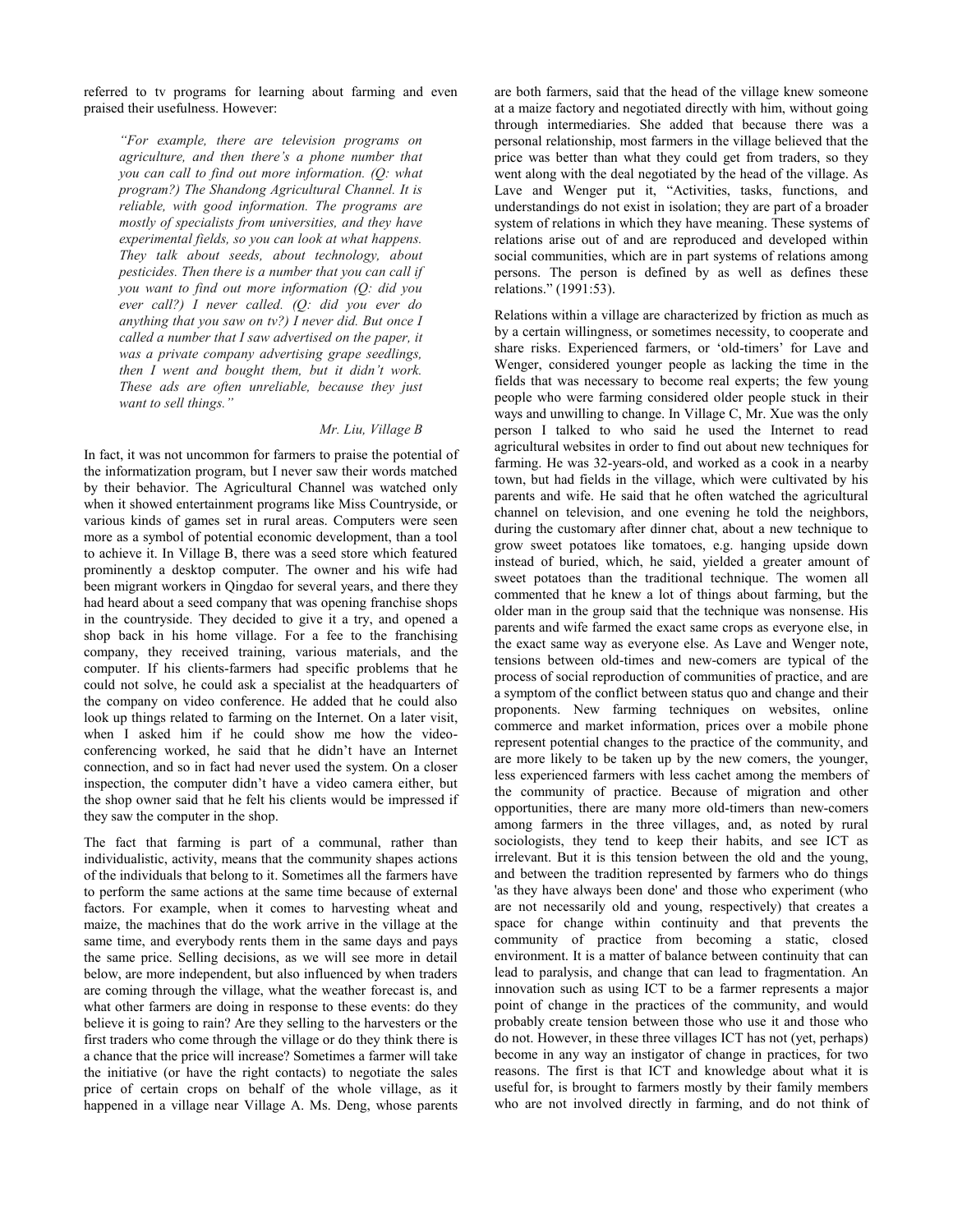referred to tv programs for learning about farming and even praised their usefulness. However:

> *"For example, there are television programs on agriculture, and then there's a phone number that you can call to find out more information. (Q: what program?) The Shandong Agricultural Channel. It is reliable, with good information. The programs are mostly of specialists from universities, and they have experimental fields, so you can look at what happens. They talk about seeds, about technology, about pesticides. Then there is a number that you can call if you want to find out more information (Q: did you ever call?) I never called. (Q: did you ever do anything that you saw on tv?) I never did. But once I called a number that I saw advertised on the paper, it was a private company advertising grape seedlings, then I went and bought them, but it didn't work. These ads are often unreliable, because they just want to sell things."*
>
> *Mr. Liu, Village B*

In fact, it was not uncommon for farmers to praise the potential of the informatization program, but I never saw their words matched by their behavior. The Agricultural Channel was watched only when it showed entertainment programs like Miss Countryside, or various kinds of games set in rural areas. Computers were seen more as a symbol of potential economic development, than a tool to achieve it. In Village B, there was a seed store which featured prominently a desktop computer. The owner and his wife had been migrant workers in Qingdao for several years, and there they had heard about a seed company that was opening franchise shops in the countryside. They decided to give it a try, and opened a shop back in his home village. For a fee to the franchising company, they received training, various materials, and the computer. If his clients-farmers had specific problems that he could not solve, he could ask a specialist at the headquarters of the company on video conference. He added that he could also look up things related to farming on the Internet. On a later visit, when I asked him if he could show me how the video-conferencing worked, he said that he didn't have an Internet connection, and so in fact had never used the system. On a closer inspection, the computer didn't have a video camera either, but the shop owner said that he felt his clients would be impressed if they saw the computer in the shop.

The fact that farming is part of a communal, rather than individualistic, activity, means that the community shapes actions of the individuals that belong to it. Sometimes all the farmers have to perform the same actions at the same time because of external factors. For example, when it comes to harvesting wheat and maize, the machines that do the work arrive in the village at the same time, and everybody rents them in the same days and pays the same price. Selling decisions, as we will see more in detail below, are more independent, but also influenced by when traders are coming through the village, what the weather forecast is, and what other farmers are doing in response to these events: do they believe it is going to rain? Are they selling to the harvesters or the first traders who come through the village or do they think there is a chance that the price will increase? Sometimes a farmer will take the initiative (or have the right contacts) to negotiate the sales price of certain crops on behalf of the whole village, as it happened in a village near Village A. Ms. Deng, whose parents are both farmers, said that the head of the village knew someone at a maize factory and negotiated directly with him, without going through intermediaries. She added that because there was a personal relationship, most farmers in the village believed that the price was better than what they could get from traders, so they went along with the deal negotiated by the head of the village. As Lave and Wenger put it, "Activities, tasks, functions, and understandings do not exist in isolation; they are part of a broader system of relations in which they have meaning. These systems of relations arise out of and are reproduced and developed within social communities, which are in part systems of relations among persons. The person is defined by as well as defines these relations." (1991:53).

Relations within a village are characterized by friction as much as by a certain willingness, or sometimes necessity, to cooperate and share risks. Experienced farmers, or 'old-timers' for Lave and Wenger, considered younger people as lacking the time in the fields that was necessary to become real experts; the few young people who were farming considered older people stuck in their ways and unwilling to change. In Village C, Mr. Xue was the only person I talked to who said he used the Internet to read agricultural websites in order to find out about new techniques for farming. He was 32-years-old, and worked as a cook in a nearby town, but had fields in the village, which were cultivated by his parents and wife. He said that he often watched the agricultural channel on television, and one evening he told the neighbors, during the customary after dinner chat, about a new technique to grow sweet potatoes like tomatoes, e.g. hanging upside down instead of buried, which, he said, yielded a greater amount of sweet potatoes than the traditional technique. The women all commented that he knew a lot of things about farming, but the older man in the group said that the technique was nonsense. His parents and wife farmed the exact same crops as everyone else, in the exact same way as everyone else. As Lave and Wenger note, tensions between old-times and new-comers are typical of the process of social reproduction of communities of practice, and are a symptom of the conflict between status quo and change and their proponents. New farming techniques on websites, online commerce and market information, prices over a mobile phone represent potential changes to the practice of the community, and are more likely to be taken up by the new comers, the younger, less experienced farmers with less cachet among the members of the community of practice. Because of migration and other opportunities, there are many more old-timers than new-comers among farmers in the three villages, and, as noted by rural sociologists, they tend to keep their habits, and see ICT as irrelevant. But it is this tension between the old and the young, and between the tradition represented by farmers who do things 'as they have always been done' and those who experiment (who are not necessarily old and young, respectively) that creates a space for change within continuity and that prevents the community of practice from becoming a static, closed environment. It is a matter of balance between continuity that can lead to paralysis, and change that can lead to fragmentation. An innovation such as using ICT to be a farmer represents a major point of change in the practices of the community, and would probably create tension between those who use it and those who do not. However, in these three villages ICT has not (yet, perhaps) become in any way an instigator of change in practices, for two reasons. The first is that ICT and knowledge about what it is useful for, is brought to farmers mostly by their family members who are not involved directly in farming, and do not think of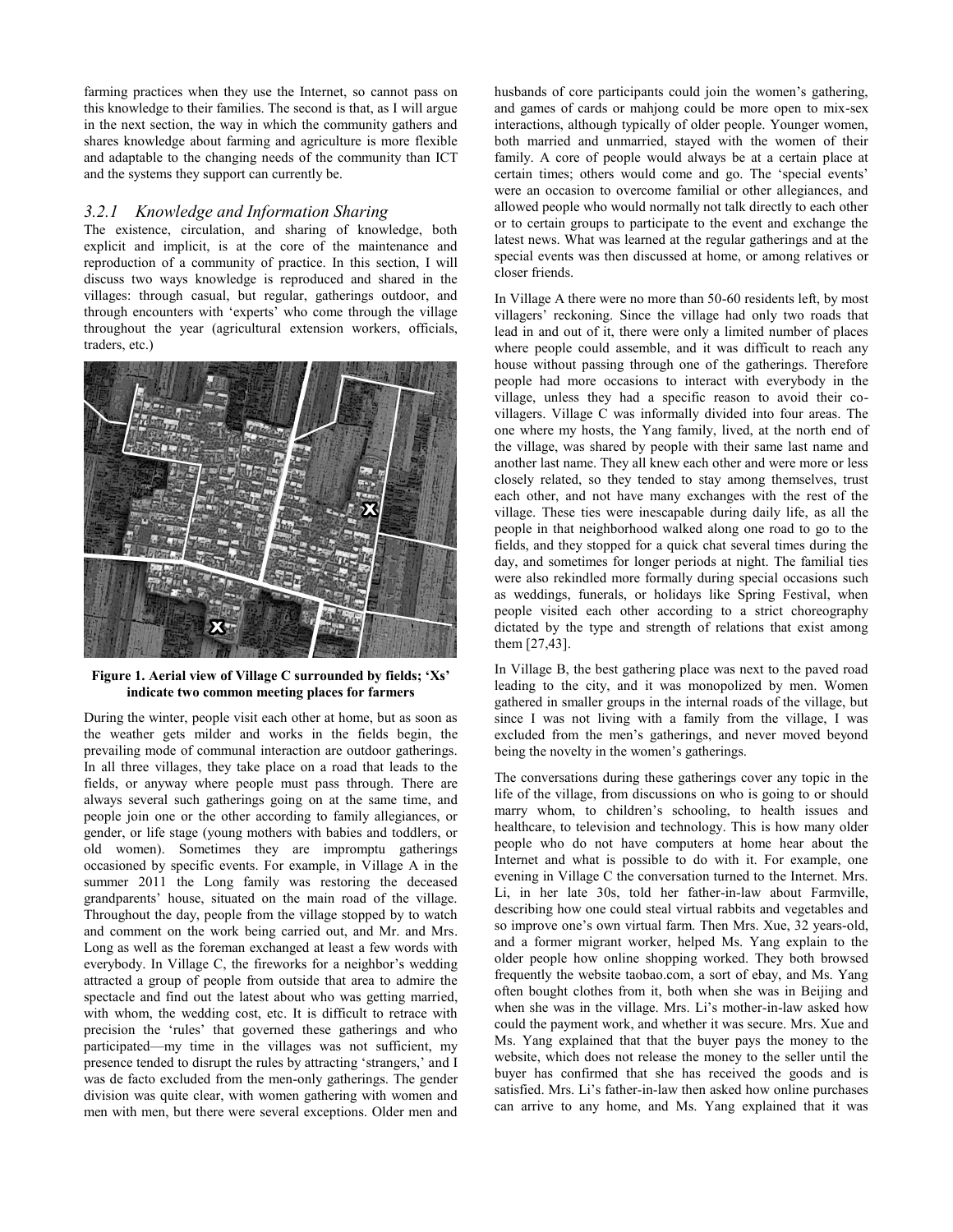farming practices when they use the Internet, so cannot pass on this knowledge to their families. The second is that, as I will argue in the next section, the way in which the community gathers and shares knowledge about farming and agriculture is more flexible and adaptable to the changing needs of the community than ICT and the systems they support can currently be.

### *3.2.1 Knowledge and Information Sharing*

The existence, circulation, and sharing of knowledge, both explicit and implicit, is at the core of the maintenance and reproduction of a community of practice. In this section, I will discuss two ways knowledge is reproduced and shared in the villages: through casual, but regular, gatherings outdoor, and through encounters with 'experts' who come through the village throughout the year (agricultural extension workers, officials, traders, etc.)

**Figure 1. Aerial view of Village C surrounded by fields; 'Xs' indicate two common meeting places for farmers**

During the winter, people visit each other at home, but as soon as the weather gets milder and works in the fields begin, the prevailing mode of communal interaction are outdoor gatherings. In all three villages, they take place on a road that leads to the fields, or anyway where people must pass through. There are always several such gatherings going on at the same time, and people join one or the other according to family allegiances, or gender, or life stage (young mothers with babies and toddlers, or old women). Sometimes they are impromptu gatherings occasioned by specific events. For example, in Village A in the summer 2011 the Long family was restoring the deceased grandparents' house, situated on the main road of the village. Throughout the day, people from the village stopped by to watch and comment on the work being carried out, and Mr. and Mrs. Long as well as the foreman exchanged at least a few words with everybody. In Village C, the fireworks for a neighbor's wedding attracted a group of people from outside that area to admire the spectacle and find out the latest about who was getting married, with whom, the wedding cost, etc. It is difficult to retrace with precision the 'rules' that governed these gatherings and who participated—my time in the villages was not sufficient, my presence tended to disrupt the rules by attracting 'strangers,' and I was de facto excluded from the men-only gatherings. The gender division was quite clear, with women gathering with women and men with men, but there were several exceptions. Older men and husbands of core participants could join the women's gathering, and games of cards or mahjong could be more open to mix-sex interactions, although typically of older people. Younger women, both married and unmarried, stayed with the women of their family. A core of people would always be at a certain place at certain times; others would come and go. The 'special events' were an occasion to overcome familial or other allegiances, and allowed people who would normally not talk directly to each other or to certain groups to participate to the event and exchange the latest news. What was learned at the regular gatherings and at the special events was then discussed at home, or among relatives or closer friends.

In Village A there were no more than 50-60 residents left, by most villagers' reckoning. Since the village had only two roads that lead in and out of it, there were only a limited number of places where people could assemble, and it was difficult to reach any house without passing through one of the gatherings. Therefore people had more occasions to interact with everybody in the village, unless they had a specific reason to avoid their co-villagers. Village C was informally divided into four areas. The one where my hosts, the Yang family, lived, at the north end of the village, was shared by people with their same last name and another last name. They all knew each other and were more or less closely related, so they tended to stay among themselves, trust each other, and not have many exchanges with the rest of the village. These ties were inescapable during daily life, as all the people in that neighborhood walked along one road to go to the fields, and they stopped for a quick chat several times during the day, and sometimes for longer periods at night. The familial ties were also rekindled more formally during special occasions such as weddings, funerals, or holidays like Spring Festival, when people visited each other according to a strict choreography dictated by the type and strength of relations that exist among them [27,43].

In Village B, the best gathering place was next to the paved road leading to the city, and it was monopolized by men. Women gathered in smaller groups in the internal roads of the village, but since I was not living with a family from the village, I was excluded from the men's gatherings, and never moved beyond being the novelty in the women's gatherings.

The conversations during these gatherings cover any topic in the life of the village, from discussions on who is going to or should marry whom, to children's schooling, to health issues and healthcare, to television and technology. This is how many older people who do not have computers at home hear about the Internet and what is possible to do with it. For example, one evening in Village C the conversation turned to the Internet. Mrs. Li, in her late 30s, told her father-in-law about Farmville, describing how one could steal virtual rabbits and vegetables and so improve one's own virtual farm. Then Mrs. Xue, 32 years-old, and a former migrant worker, helped Ms. Yang explain to the older people how online shopping worked. They both browsed frequently the website taobao.com, a sort of ebay, and Ms. Yang often bought clothes from it, both when she was in Beijing and when she was in the village. Mrs. Li's mother-in-law asked how could the payment work, and whether it was secure. Mrs. Xue and Ms. Yang explained that the buyer pays the money to the website, which does not release the money to the seller until the buyer has confirmed that she has received the goods and is satisfied. Mrs. Li's father-in-law then asked how online purchases can arrive to any home, and Ms. Yang explained that it was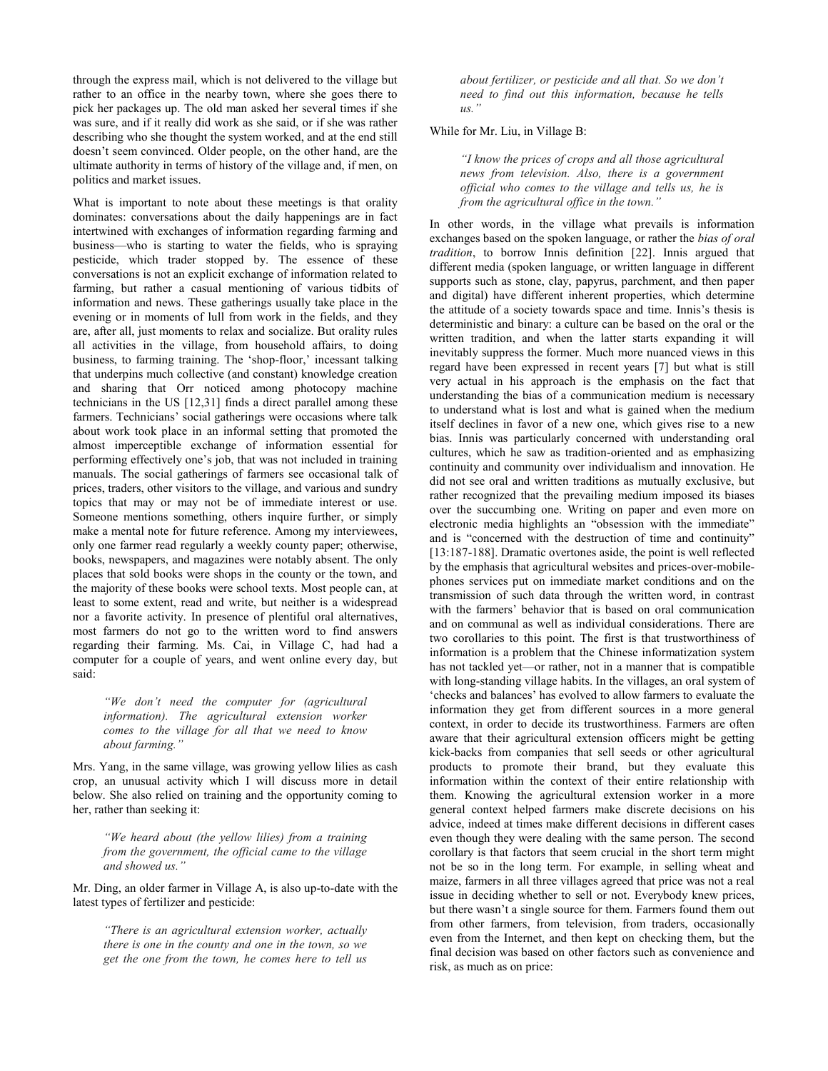through the express mail, which is not delivered to the village but rather to an office in the nearby town, where she goes there to pick her packages up. The old man asked her several times if she was sure, and if it really did work as she said, or if she was rather describing who she thought the system worked, and at the end still doesn't seem convinced. Older people, on the other hand, are the ultimate authority in terms of history of the village and, if men, on politics and market issues.

What is important to note about these meetings is that orality dominates: conversations about the daily happenings are in fact intertwined with exchanges of information regarding farming and business—who is starting to water the fields, who is spraying pesticide, which trader stopped by. The essence of these conversations is not an explicit exchange of information related to farming, but rather a casual mentioning of various tidbits of information and news. These gatherings usually take place in the evening or in moments of lull from work in the fields, and they are, after all, just moments to relax and socialize. But orality rules all activities in the village, from household affairs, to doing business, to farming training. The 'shop-floor,' incessant talking that underpins much collective (and constant) knowledge creation and sharing that Orr noticed among photocopy machine technicians in the US [12,31] finds a direct parallel among these farmers. Technicians' social gatherings were occasions where talk about work took place in an informal setting that promoted the almost imperceptible exchange of information essential for performing effectively one's job, that was not included in training manuals. The social gatherings of farmers see occasional talk of prices, traders, other visitors to the village, and various and sundry topics that may or may not be of immediate interest or use. Someone mentions something, others inquire further, or simply make a mental note for future reference. Among my interviewees, only one farmer read regularly a weekly county paper; otherwise, books, newspapers, and magazines were notably absent. The only places that sold books were shops in the county or the town, and the majority of these books were school texts. Most people can, at least to some extent, read and write, but neither is a widespread nor a favorite activity. In presence of plentiful oral alternatives, most farmers do not go to the written word to find answers regarding their farming. Ms. Cai, in Village C, had had a computer for a couple of years, and went online every day, but said:

> *"We don't need the computer for (agricultural information). The agricultural extension worker comes to the village for all that we need to know about farming."*

Mrs. Yang, in the same village, was growing yellow lilies as cash crop, an unusual activity which I will discuss more in detail below. She also relied on training and the opportunity coming to her, rather than seeking it:

> *"We heard about (the yellow lilies) from a training from the government, the official came to the village and showed us."*

Mr. Ding, an older farmer in Village A, is also up-to-date with the latest types of fertilizer and pesticide:

> *"There is an agricultural extension worker, actually there is one in the county and one in the town, so we get the one from the town, he comes here to tell us about fertilizer, or pesticide and all that. So we don't need to find out this information, because he tells us."*

While for Mr. Liu, in Village B:

> *"I know the prices of crops and all those agricultural news from television. Also, there is a government official who comes to the village and tells us, he is from the agricultural office in the town."*

In other words, in the village what prevails is information exchanges based on the spoken language, or rather the *bias of oral tradition*, to borrow Innis definition [22]. Innis argued that different media (spoken language, or written language in different supports such as stone, clay, papyrus, parchment, and then paper and digital) have different inherent properties, which determine the attitude of a society towards space and time. Innis's thesis is deterministic and binary: a culture can be based on the oral or the written tradition, and when the latter starts expanding it will inevitably suppress the former. Much more nuanced views in this regard have been expressed in recent years [7] but what is still very actual in his approach is the emphasis on the fact that understanding the bias of a communication medium is necessary to understand what is lost and what is gained when the medium itself declines in favor of a new one, which gives rise to a new bias. Innis was particularly concerned with understanding oral cultures, which he saw as tradition-oriented and as emphasizing continuity and community over individualism and innovation. He did not see oral and written traditions as mutually exclusive, but rather recognized that the prevailing medium imposed its biases over the succumbing one. Writing on paper and even more on electronic media highlights an "obsession with the immediate" and is "concerned with the destruction of time and continuity" [13:187-188]. Dramatic overtones aside, the point is well reflected by the emphasis that agricultural websites and prices-over-mobile-phones services put on immediate market conditions and on the transmission of such data through the written word, in contrast with the farmers' behavior that is based on oral communication and on communal as well as individual considerations. There are two corollaries to this point. The first is that trustworthiness of information is a problem that the Chinese informatization system has not tackled yet—or rather, not in a manner that is compatible with long-standing village habits. In the villages, an oral system of 'checks and balances' has evolved to allow farmers to evaluate the information they get from different sources in a more general context, in order to decide its trustworthiness. Farmers are often aware that their agricultural extension officers might be getting kick-backs from companies that sell seeds or other agricultural products to promote their brand, but they evaluate this information within the context of their entire relationship with them. Knowing the agricultural extension worker in a more general context helped farmers make discrete decisions on his advice, indeed at times make different decisions in different cases even though they were dealing with the same person. The second corollary is that factors that seem crucial in the short term might not be so in the long term. For example, in selling wheat and maize, farmers in all three villages agreed that price was not a real issue in deciding whether to sell or not. Everybody knew prices, but there wasn't a single source for them. Farmers found them out from other farmers, from television, from traders, occasionally even from the Internet, and then kept on checking them, but the final decision was based on other factors such as convenience and risk, as much as on price: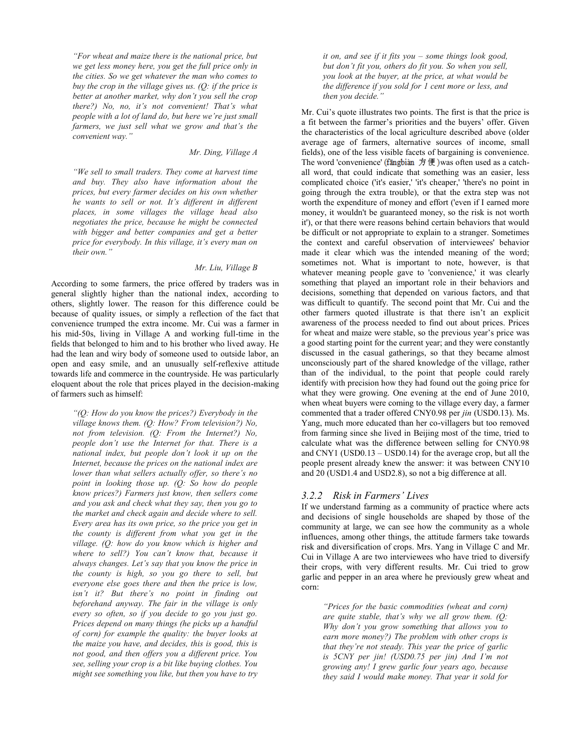*"For wheat and maize there is the national price, but we get less money here, you get the full price only in the cities. So we get whatever the man who comes to buy the crop in the village gives us. (Q: if the price is better at another market, why don't you sell the crop there?) No, no, it's not convenient! That's what people with a lot of land do, but here we're just small farmers, we just sell what we grow and that's the convenient way."*

*Mr. Ding, Village A*

*"We sell to small traders. They come at harvest time and buy. They also have information about the prices, but every farmer decides on his own whether he wants to sell or not. It's different in different places, in some villages the village head also negotiates the price, because he might be connected with bigger and better companies and get a better price for everybody. In this village, it's every man on their own."*

*Mr. Liu, Village B*

According to some farmers, the price offered by traders was in general slightly higher than the national index, according to others, slightly lower. The reason for this difference could be because of quality issues, or simply a reflection of the fact that convenience trumped the extra income. Mr. Cui was a farmer in his mid-50s, living in Village A and working full-time in the fields that belonged to him and to his brother who lived away. He had the lean and wiry body of someone used to outside labor, an open and easy smile, and an unusually self-reflexive attitude towards life and commerce in the countryside. He was particularly eloquent about the role that prices played in the decision-making of farmers such as himself:

*"(Q: How do you know the prices?) Everybody in the village knows them. (Q: How? From television?) No, not from television. (Q: From the Internet?) No, people don't use the Internet for that. There is a national index, but people don't look it up on the Internet, because the prices on the national index are lower than what sellers actually offer, so there's no point in looking those up. (Q: So how do people know prices?) Farmers just know, then sellers come and you ask and check what they say, then you go to the market and check again and decide where to sell. Every area has its own price, so the price you get in the county is different from what you get in the village. (Q: how do you know which is higher and where to sell?) You can't know that, because it always changes. Let's say that you know the price in the county is high, so you go there to sell, but everyone else goes there and then the price is low, isn't it? But there's no point in finding out beforehand anyway. The fair in the village is only every so often, so if you decide to go you just go. Prices depend on many things (he picks up a handful of corn) for example the quality: the buyer looks at the maize you have, and decides, this is good, this is not good, and then offers you a different price. You see, selling your crop is a bit like buying clothes. You might see something you like, but then you have to try it on, and see if it fits you – some things look good, but don't fit you, others do fit you. So when you sell, you look at the buyer, at the price, at what would be the difference if you sold for 1 cent more or less, and then you decide."*

Mr. Cui's quote illustrates two points. The first is that the price is a fit between the farmer's priorities and the buyers' offer. Given the characteristics of the local agriculture described above (older average age of farmers, alternative sources of income, small fields), one of the less visible facets of bargaining is convenience. The word 'convenience' (fāngbiàn 方便) was often used as a catch-all word, that could indicate that something was an easier, less complicated choice ('it's easier,' 'it's cheaper,' 'there's no point in going through the extra trouble), or that the extra step was not worth the expenditure of money and effort ('even if I earned more money, it wouldn't be guaranteed money, so the risk is not worth it'), or that there were reasons behind certain behaviors that would be difficult or not appropriate to explain to a stranger. Sometimes the context and careful observation of interviewees' behavior made it clear which was the intended meaning of the word; sometimes not. What is important to note, however, is that whatever meaning people gave to 'convenience,' it was clearly something that played an important role in their behaviors and decisions, something that depended on various factors, and that was difficult to quantify. The second point that Mr. Cui and the other farmers quoted illustrate is that there isn't an explicit awareness of the process needed to find out about prices. Prices for wheat and maize were stable, so the previous year's price was a good starting point for the current year; and they were constantly discussed in the casual gatherings, so that they became almost unconsciously part of the shared knowledge of the village, rather than of the individual, to the point that people could rarely identify with precision how they had found out the going price for what they were growing. One evening at the end of June 2010, when wheat buyers were coming to the village every day, a farmer commented that a trader offered CNY0.98 per *jin* (USD0.13). Ms. Yang, much more educated than her co-villagers but too removed from farming since she lived in Beijing most of the time, tried to calculate what was the difference between selling for CNY0.98 and CNY1 (USD0.13 – USD0.14) for the average crop, but all the people present already knew the answer: it was between CNY10 and 20 (USD1.4 and USD2.8), so not a big difference at all.

### *3.2.2 Risk in Farmers' Lives*

If we understand farming as a community of practice where acts and decisions of single households are shaped by those of the community at large, we can see how the community as a whole influences, among other things, the attitude farmers take towards risk and diversification of crops. Mrs. Yang in Village C and Mr. Cui in Village A are two interviewees who have tried to diversify their crops, with very different results. Mr. Cui tried to grow garlic and pepper in an area where he previously grew wheat and corn:

*"Prices for the basic commodities (wheat and corn) are quite stable, that's why we all grow them. (Q: Why don't you grow something that allows you to earn more money?) The problem with other crops is that they're not steady. This year the price of garlic is 5CNY per jin! (USD0.75 per jin) And I'm not growing any! I grew garlic four years ago, because they said I would make money. That year it sold for*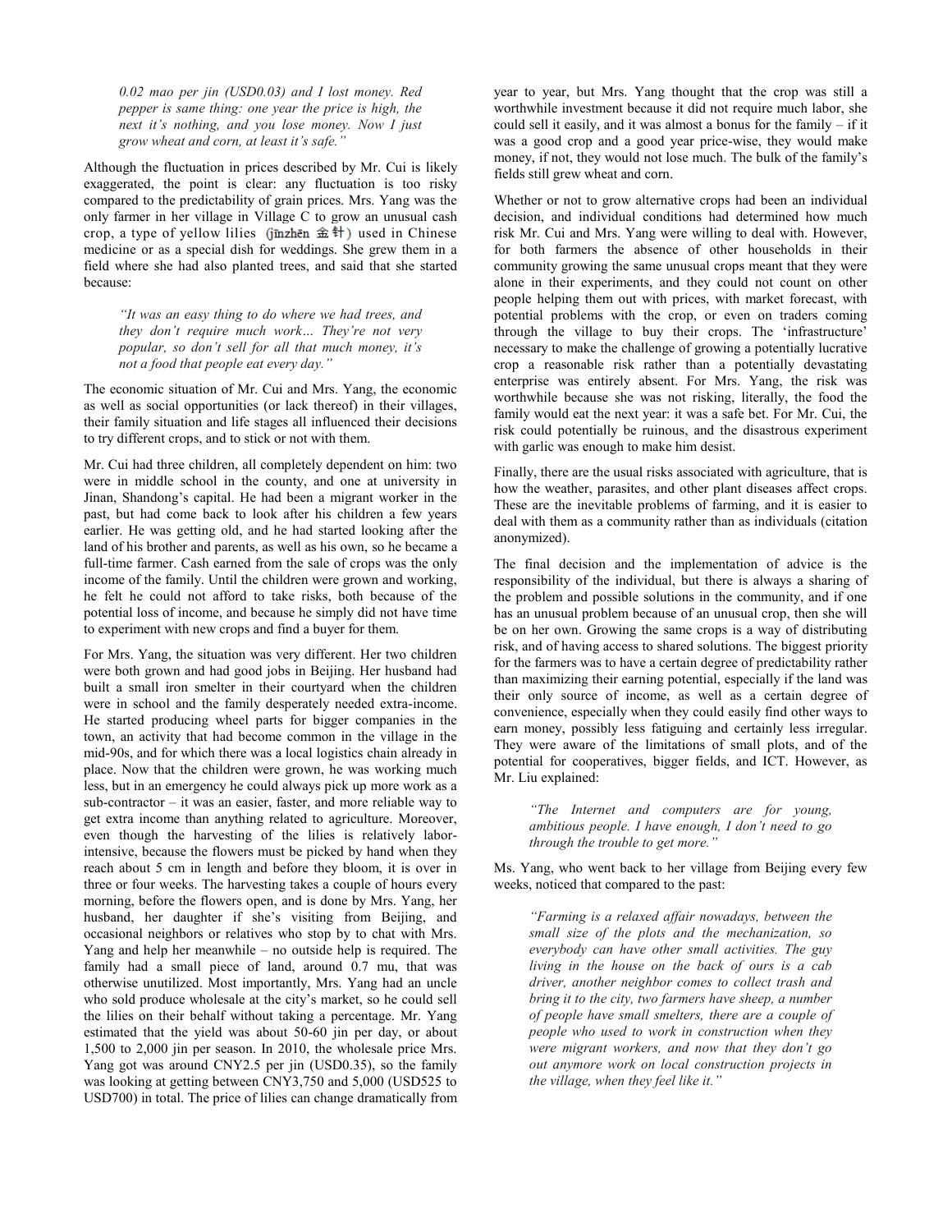*0.02 mao per jin (USD0.03) and I lost money. Red pepper is same thing: one year the price is high, the next it's nothing, and you lose money. Now I just grow wheat and corn, at least it's safe."*

Although the fluctuation in prices described by Mr. Cui is likely exaggerated, the point is clear: any fluctuation is too risky compared to the predictability of grain prices. Mrs. Yang was the only farmer in her village in Village C to grow an unusual cash crop, a type of yellow lilies (jīnzhēn 金针) used in Chinese medicine or as a special dish for weddings. She grew them in a field where she had also planted trees, and said that she started because:

> *"It was an easy thing to do where we had trees, and they don't require much work… They're not very popular, so don't sell for all that much money, it's not a food that people eat every day."*

The economic situation of Mr. Cui and Mrs. Yang, the economic as well as social opportunities (or lack thereof) in their villages, their family situation and life stages all influenced their decisions to try different crops, and to stick or not with them.

Mr. Cui had three children, all completely dependent on him: two were in middle school in the county, and one at university in Jinan, Shandong's capital. He had been a migrant worker in the past, but had come back to look after his children a few years earlier. He was getting old, and he had started looking after the land of his brother and parents, as well as his own, so he became a full-time farmer. Cash earned from the sale of crops was the only income of the family. Until the children were grown and working, he felt he could not afford to take risks, both because of the potential loss of income, and because he simply did not have time to experiment with new crops and find a buyer for them.

For Mrs. Yang, the situation was very different. Her two children were both grown and had good jobs in Beijing. Her husband had built a small iron smelter in their courtyard when the children were in school and the family desperately needed extra-income. He started producing wheel parts for bigger companies in the town, an activity that had become common in the village in the mid-90s, and for which there was a local logistics chain already in place. Now that the children were grown, he was working much less, but in an emergency he could always pick up more work as a sub-contractor – it was an easier, faster, and more reliable way to get extra income than anything related to agriculture. Moreover, even though the harvesting of the lilies is relatively labor-intensive, because the flowers must be picked by hand when they reach about 5 cm in length and before they bloom, it is over in three or four weeks. The harvesting takes a couple of hours every morning, before the flowers open, and is done by Mrs. Yang, her husband, her daughter if she's visiting from Beijing, and occasional neighbors or relatives who stop by to chat with Mrs. Yang and help her meanwhile – no outside help is required. The family had a small piece of land, around 0.7 mu, that was otherwise unutilized. Most importantly, Mrs. Yang had an uncle who sold produce wholesale at the city's market, so he could sell the lilies on their behalf without taking a percentage. Mr. Yang estimated that the yield was about 50-60 jin per day, or about 1,500 to 2,000 jin per season. In 2010, the wholesale price Mrs. Yang got was around CNY2.5 per jin (USD0.35), so the family was looking at getting between CNY3,750 and 5,000 (USD525 to USD700) in total. The price of lilies can change dramatically from year to year, but Mrs. Yang thought that the crop was still a worthwhile investment because it did not require much labor, she could sell it easily, and it was almost a bonus for the family – if it was a good crop and a good year price-wise, they would make money, if not, they would not lose much. The bulk of the family's fields still grew wheat and corn.

Whether or not to grow alternative crops had been an individual decision, and individual conditions had determined how much risk Mr. Cui and Mrs. Yang were willing to deal with. However, for both farmers the absence of other households in their community growing the same unusual crops meant that they were alone in their experiments, and they could not count on other people helping them out with prices, with market forecast, with potential problems with the crop, or even on traders coming through the village to buy their crops. The 'infrastructure' necessary to make the challenge of growing a potentially lucrative crop a reasonable risk rather than a potentially devastating enterprise was entirely absent. For Mrs. Yang, the risk was worthwhile because she was not risking, literally, the food the family would eat the next year: it was a safe bet. For Mr. Cui, the risk could potentially be ruinous, and the disastrous experiment with garlic was enough to make him desist.

Finally, there are the usual risks associated with agriculture, that is how the weather, parasites, and other plant diseases affect crops. These are the inevitable problems of farming, and it is easier to deal with them as a community rather than as individuals (citation anonymized).

The final decision and the implementation of advice is the responsibility of the individual, but there is always a sharing of the problem and possible solutions in the community, and if one has an unusual problem because of an unusual crop, then she will be on her own. Growing the same crops is a way of distributing risk, and of having access to shared solutions. The biggest priority for the farmers was to have a certain degree of predictability rather than maximizing their earning potential, especially if the land was their only source of income, as well as a certain degree of convenience, especially when they could easily find other ways to earn money, possibly less fatiguing and certainly less irregular. They were aware of the limitations of small plots, and of the potential for cooperatives, bigger fields, and ICT. However, as Mr. Liu explained:

> *"The Internet and computers are for young, ambitious people. I have enough, I don't need to go through the trouble to get more."*

Ms. Yang, who went back to her village from Beijing every few weeks, noticed that compared to the past:

> *"Farming is a relaxed affair nowadays, between the small size of the plots and the mechanization, so everybody can have other small activities. The guy living in the house on the back of ours is a cab driver, another neighbor comes to collect trash and bring it to the city, two farmers have sheep, a number of people have small smelters, there are a couple of people who used to work in construction when they were migrant workers, and now that they don't go out anymore work on local construction projects in the village, when they feel like it."*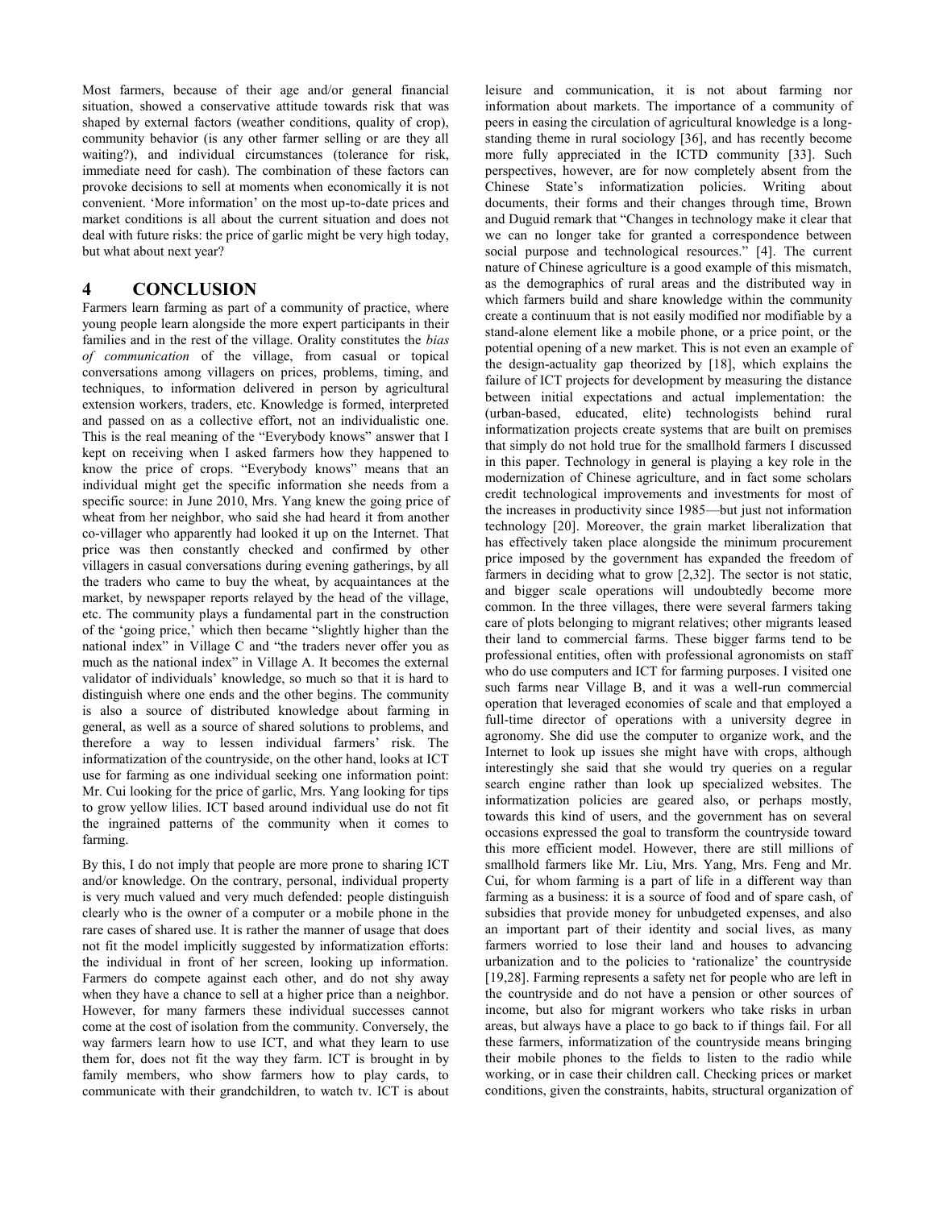Most farmers, because of their age and/or general financial situation, showed a conservative attitude towards risk that was shaped by external factors (weather conditions, quality of crop), community behavior (is any other farmer selling or are they all waiting?), and individual circumstances (tolerance for risk, immediate need for cash). The combination of these factors can provoke decisions to sell at moments when economically it is not convenient. 'More information' on the most up-to-date prices and market conditions is all about the current situation and does not deal with future risks: the price of garlic might be very high today, but what about next year?

# 4 CONCLUSION

Farmers learn farming as part of a community of practice, where young people learn alongside the more expert participants in their families and in the rest of the village. Orality constitutes the *bias of communication* of the village, from casual or topical conversations among villagers on prices, problems, timing, and techniques, to information delivered in person by agricultural extension workers, traders, etc. Knowledge is formed, interpreted and passed on as a collective effort, not an individualistic one. This is the real meaning of the "Everybody knows" answer that I kept on receiving when I asked farmers how they happened to know the price of crops. "Everybody knows" means that an individual might get the specific information she needs from a specific source: in June 2010, Mrs. Yang knew the going price of wheat from her neighbor, who said she had heard it from another co-villager who apparently had looked it up on the Internet. That price was then constantly checked and confirmed by other villagers in casual conversations during evening gatherings, by all the traders who came to buy the wheat, by acquaintances at the market, by newspaper reports relayed by the head of the village, etc. The community plays a fundamental part in the construction of the 'going price,' which then became "slightly higher than the national index" in Village C and "the traders never offer you as much as the national index" in Village A. It becomes the external validator of individuals' knowledge, so much so that it is hard to distinguish where one ends and the other begins. The community is also a source of distributed knowledge about farming in general, as well as a source of shared solutions to problems, and therefore a way to lessen individual farmers' risk. The informatization of the countryside, on the other hand, looks at ICT use for farming as one individual seeking one information point: Mr. Cui looking for the price of garlic, Mrs. Yang looking for tips to grow yellow lilies. ICT based around individual use do not fit the ingrained patterns of the community when it comes to farming.

By this, I do not imply that people are more prone to sharing ICT and/or knowledge. On the contrary, personal, individual property is very much valued and very much defended: people distinguish clearly who is the owner of a computer or a mobile phone in the rare cases of shared use. It is rather the manner of usage that does not fit the model implicitly suggested by informatization efforts: the individual in front of her screen, looking up information. Farmers do compete against each other, and do not shy away when they have a chance to sell at a higher price than a neighbor. However, for many farmers these individual successes cannot come at the cost of isolation from the community. Conversely, the way farmers learn how to use ICT, and what they learn to use them for, does not fit the way they farm. ICT is brought in by family members, who show farmers how to play cards, to communicate with their grandchildren, to watch tv. ICT is about leisure and communication, it is not about farming nor information about markets. The importance of a community of peers in easing the circulation of agricultural knowledge is a long-standing theme in rural sociology [36], and has recently become more fully appreciated in the ICTD community [33]. Such perspectives, however, are for now completely absent from the Chinese State's informatization policies. Writing about documents, their forms and their changes through time, Brown and Duguid remark that "Changes in technology make it clear that we can no longer take for granted a correspondence between social purpose and technological resources." [4]. The current nature of Chinese agriculture is a good example of this mismatch, as the demographics of rural areas and the distributed way in which farmers build and share knowledge within the community create a continuum that is not easily modified nor modifiable by a stand-alone element like a mobile phone, or a price point, or the potential opening of a new market. This is not even an example of the design-actuality gap theorized by [18], which explains the failure of ICT projects for development by measuring the distance between initial expectations and actual implementation: the (urban-based, educated, elite) technologists behind rural informatization projects create systems that are built on premises that simply do not hold true for the smallhold farmers I discussed in this paper. Technology in general is playing a key role in the modernization of Chinese agriculture, and in fact some scholars credit technological improvements and investments for most of the increases in productivity since 1985—but just not information technology [20]. Moreover, the grain market liberalization that has effectively taken place alongside the minimum procurement price imposed by the government has expanded the freedom of farmers in deciding what to grow [2,32]. The sector is not static, and bigger scale operations will undoubtedly become more common. In the three villages, there were several farmers taking care of plots belonging to migrant relatives; other migrants leased their land to commercial farms. These bigger farms tend to be professional entities, often with professional agronomists on staff who do use computers and ICT for farming purposes. I visited one such farms near Village B, and it was a well-run commercial operation that leveraged economies of scale and that employed a full-time director of operations with a university degree in agronomy. She did use the computer to organize work, and the Internet to look up issues she might have with crops, although interestingly she said that she would try queries on a regular search engine rather than look up specialized websites. The informatization policies are geared also, or perhaps mostly, towards this kind of users, and the government has on several occasions expressed the goal to transform the countryside toward this more efficient model. However, there are still millions of smallhold farmers like Mr. Liu, Mrs. Yang, Mrs. Feng and Mr. Cui, for whom farming is a part of life in a different way than farming as a business: it is a source of food and of spare cash, of subsidies that provide money for unbudgeted expenses, and also an important part of their identity and social lives, as many farmers worried to lose their land and houses to advancing urbanization and to the policies to 'rationalize' the countryside [19,28]. Farming represents a safety net for people who are left in the countryside and do not have a pension or other sources of income, but also for migrant workers who take risks in urban areas, but always have a place to go back to if things fail. For all these farmers, informatization of the countryside means bringing their mobile phones to the fields to listen to the radio while working, or in case their children call. Checking prices or market conditions, given the constraints, habits, structural organization of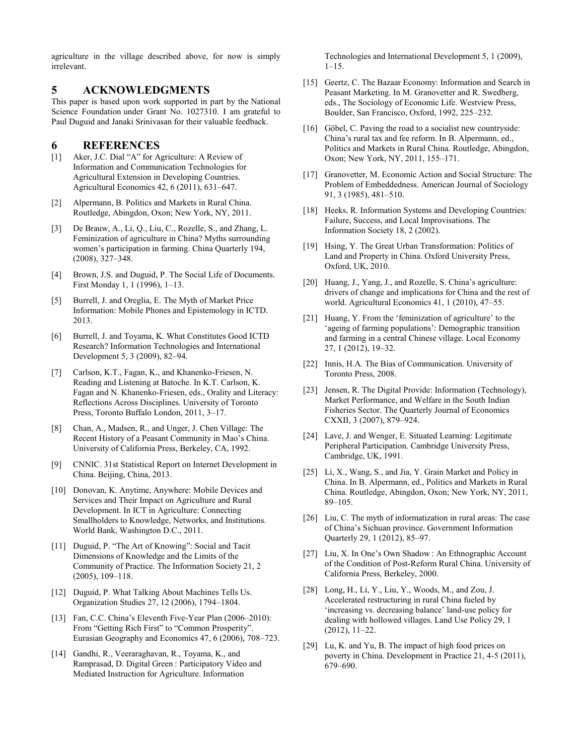agriculture in the village described above, for now is simply irrelevant.

## 5 ACKNOWLEDGMENTS

This paper is based upon work supported in part by the National Science Foundation under Grant No. 1027310. I am grateful to Paul Duguid and Janaki Srinivasan for their valuable feedback.

## 6 REFERENCES

[1] Aker, J.C. Dial "A" for Agriculture: A Review of Information and Communication Technologies for Agricultural Extension in Developing Countries. Agricultural Economics 42, 6 (2011), 631–647.

[2] Alpermann, B. Politics and Markets in Rural China. Routledge, Abingdon, Oxon; New York, NY, 2011.

[3] De Brauw, A., Li, Q., Liu, C., Rozelle, S., and Zhang, L. Feminization of agriculture in China? Myths surrounding women's participation in farming. China Quarterly 194, (2008), 327–348.

[4] Brown, J.S. and Duguid, P. The Social Life of Documents. First Monday 1, 1 (1996), 1–13.

[5] Burrell, J. and Oreglia, E. The Myth of Market Price Information: Mobile Phones and Epistemology in ICTD. 2013.

[6] Burrell, J. and Toyama, K. What Constitutes Good ICTD Research? Information Technologies and International Development 5, 3 (2009), 82–94.

[7] Carlson, K.T., Fagan, K., and Khanenko-Friesen, N. Reading and Listening at Batoche. In K.T. Carlson, K. Fagan and N. Khanenko-Friesen, eds., Orality and Literacy: Reflections Across Disciplines. University of Toronto Press, Toronto Buffalo London, 2011, 3–17.

[8] Chan, A., Madsen, R., and Unger, J. Chen Village: The Recent History of a Peasant Community in Mao's China. University of California Press, Berkeley, CA, 1992.

[9] CNNIC. 31st Statistical Report on Internet Development in China. Beijing, China, 2013.

[10] Donovan, K. Anytime, Anywhere: Mobile Devices and Services and Their Impact on Agriculture and Rural Development. In ICT in Agriculture: Connecting Smallholders to Knowledge, Networks, and Institutions. World Bank, Washington D.C., 2011.

[11] Duguid, P. "The Art of Knowing": Social and Tacit Dimensions of Knowledge and the Limits of the Community of Practice. The Information Society 21, 2 (2005), 109–118.

[12] Duguid, P. What Talking About Machines Tells Us. Organization Studies 27, 12 (2006), 1794–1804.

[13] Fan, C.C. China's Eleventh Five-Year Plan (2006–2010): From "Getting Rich First" to "Common Prosperity". Eurasian Geography and Economics 47, 6 (2006), 708–723.

[14] Gandhi, R., Veeraraghavan, R., Toyama, K., and Ramprasad, D. Digital Green : Participatory Video and Mediated Instruction for Agriculture. Information Technologies and International Development 5, 1 (2009), 1–15.

[15] Geertz, C. The Bazaar Economy: Information and Search in Peasant Marketing. In M. Granovetter and R. Swedberg, eds., The Sociology of Economic Life. Westview Press, Boulder, San Francisco, Oxford, 1992, 225–232.

[16] Göbel, C. Paving the road to a socialist new countryside: China's rural tax and fee reform. In B. Alpermann, ed., Politics and Markets in Rural China. Routledge, Abingdon, Oxon; New York, NY, 2011, 155–171.

[17] Granovetter, M. Economic Action and Social Structure: The Problem of Embeddedness. American Journal of Sociology 91, 3 (1985), 481–510.

[18] Heeks, R. Information Systems and Developing Countries: Failure, Success, and Local Improvisations. The Information Society 18, 2 (2002).

[19] Hsing, Y. The Great Urban Transformation: Politics of Land and Property in China. Oxford University Press, Oxford, UK, 2010.

[20] Huang, J., Yang, J., and Rozelle, S. China's agriculture: drivers of change and implications for China and the rest of world. Agricultural Economics 41, 1 (2010), 47–55.

[21] Huang, Y. From the 'feminization of agriculture' to the 'ageing of farming populations': Demographic transition and farming in a central Chinese village. Local Economy 27, 1 (2012), 19–32.

[22] Innis, H.A. The Bias of Communication. University of Toronto Press, 2008.

[23] Jensen, R. The Digital Provide: Information (Technology), Market Performance, and Welfare in the South Indian Fisheries Sector. The Quarterly Journal of Economics CXXII, 3 (2007), 879–924.

[24] Lave, J. and Wenger, E. Situated Learning: Legitimate Peripheral Participation. Cambridge University Press, Cambridge, UK, 1991.

[25] Li, X., Wang, S., and Jia, Y. Grain Market and Policy in China. In B. Alpermann, ed., Politics and Markets in Rural China. Routledge, Abingdon, Oxon; New York, NY, 2011, 89–105.

[26] Liu, C. The myth of informatization in rural areas: The case of China's Sichuan province. Government Information Quarterly 29, 1 (2012), 85–97.

[27] Liu, X. In One's Own Shadow : An Ethnographic Account of the Condition of Post-Reform Rural China. University of California Press, Berkeley, 2000.

[28] Long, H., Li, Y., Liu, Y., Woods, M., and Zou, J. Accelerated restructuring in rural China fueled by 'increasing vs. decreasing balance' land-use policy for dealing with hollowed villages. Land Use Policy 29, 1 (2012), 11–22.

[29] Lu, K. and Yu, B. The impact of high food prices on poverty in China. Development in Practice 21, 4-5 (2011), 679–690.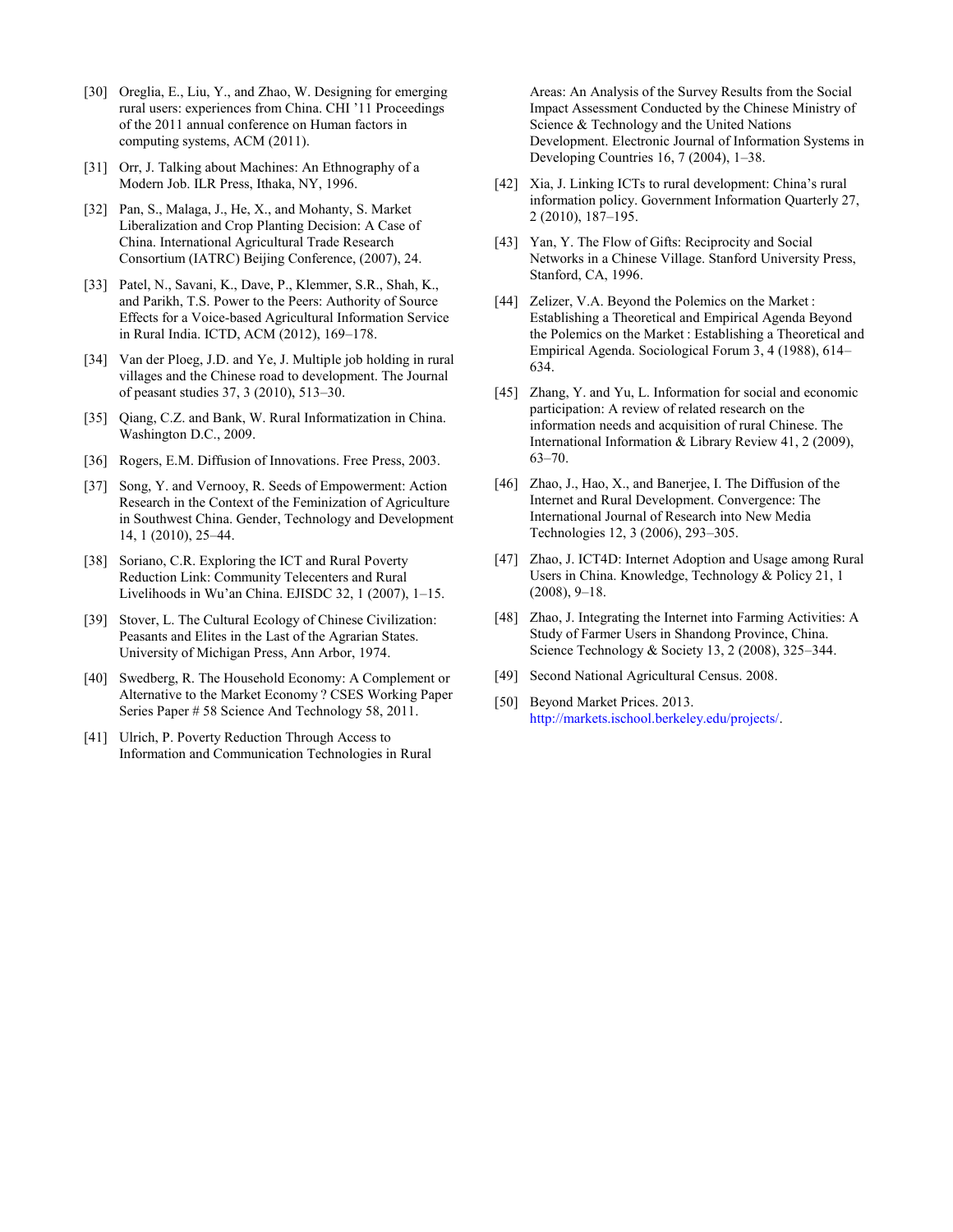[30] Oreglia, E., Liu, Y., and Zhao, W. Designing for emerging rural users: experiences from China. CHI '11 Proceedings of the 2011 annual conference on Human factors in computing systems, ACM (2011).

[31] Orr, J. Talking about Machines: An Ethnography of a Modern Job. ILR Press, Ithaka, NY, 1996.

[32] Pan, S., Malaga, J., He, X., and Mohanty, S. Market Liberalization and Crop Planting Decision: A Case of China. International Agricultural Trade Research Consortium (IATRC) Beijing Conference, (2007), 24.

[33] Patel, N., Savani, K., Dave, P., Klemmer, S.R., Shah, K., and Parikh, T.S. Power to the Peers: Authority of Source Effects for a Voice-based Agricultural Information Service in Rural India. ICTD, ACM (2012), 169–178.

[34] Van der Ploeg, J.D. and Ye, J. Multiple job holding in rural villages and the Chinese road to development. The Journal of peasant studies 37, 3 (2010), 513–30.

[35] Qiang, C.Z. and Bank, W. Rural Informatization in China. Washington D.C., 2009.

[36] Rogers, E.M. Diffusion of Innovations. Free Press, 2003.

[37] Song, Y. and Vernooy, R. Seeds of Empowerment: Action Research in the Context of the Feminization of Agriculture in Southwest China. Gender, Technology and Development 14, 1 (2010), 25–44.

[38] Soriano, C.R. Exploring the ICT and Rural Poverty Reduction Link: Community Telecenters and Rural Livelihoods in Wu'an China. EJISDC 32, 1 (2007), 1–15.

[39] Stover, L. The Cultural Ecology of Chinese Civilization: Peasants and Elites in the Last of the Agrarian States. University of Michigan Press, Ann Arbor, 1974.

[40] Swedberg, R. The Household Economy: A Complement or Alternative to the Market Economy ? CSES Working Paper Series Paper # 58 Science And Technology 58, 2011.

[41] Ulrich, P. Poverty Reduction Through Access to Information and Communication Technologies in Rural Areas: An Analysis of the Survey Results from the Social Impact Assessment Conducted by the Chinese Ministry of Science & Technology and the United Nations Development. Electronic Journal of Information Systems in Developing Countries 16, 7 (2004), 1–38.

[42] Xia, J. Linking ICTs to rural development: China's rural information policy. Government Information Quarterly 27, 2 (2010), 187–195.

[43] Yan, Y. The Flow of Gifts: Reciprocity and Social Networks in a Chinese Village. Stanford University Press, Stanford, CA, 1996.

[44] Zelizer, V.A. Beyond the Polemics on the Market : Establishing a Theoretical and Empirical Agenda Beyond the Polemics on the Market : Establishing a Theoretical and Empirical Agenda. Sociological Forum 3, 4 (1988), 614–634.

[45] Zhang, Y. and Yu, L. Information for social and economic participation: A review of related research on the information needs and acquisition of rural Chinese. The International Information & Library Review 41, 2 (2009), 63–70.

[46] Zhao, J., Hao, X., and Banerjee, I. The Diffusion of the Internet and Rural Development. Convergence: The International Journal of Research into New Media Technologies 12, 3 (2006), 293–305.

[47] Zhao, J. ICT4D: Internet Adoption and Usage among Rural Users in China. Knowledge, Technology & Policy 21, 1 (2008), 9–18.

[48] Zhao, J. Integrating the Internet into Farming Activities: A Study of Farmer Users in Shandong Province, China. Science Technology & Society 13, 2 (2008), 325–344.

[49] Second National Agricultural Census. 2008.

[50] Beyond Market Prices. 2013. http://markets.ischool.berkeley.edu/projects/.